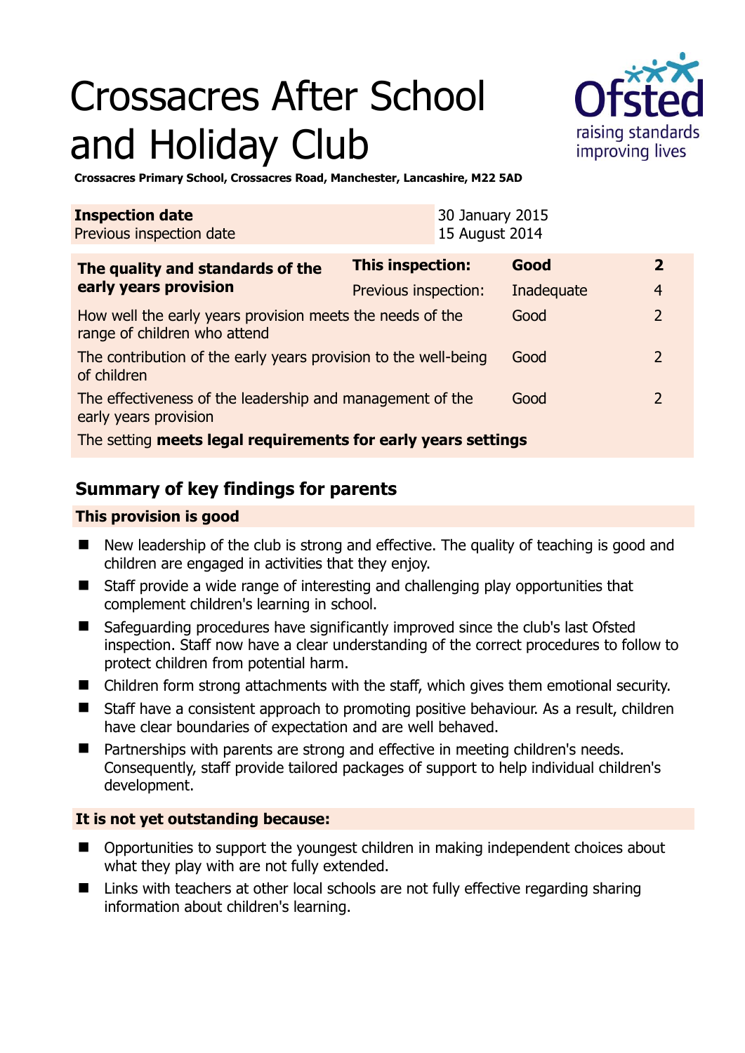# Crossacres After School and Holiday Club

**Crossacres Primary School, Crossacres Road, Manchester, Lancashire, M22 5AD**

| **Inspection date** | 30 January 2015 |
|---|---|
| Previous inspection date | 15 August 2014 |

| **The quality and standards of the early years provision** | **This inspection:** | **Good** | **2** |
|---|---|---|---|
| | Previous inspection: | Inadequate | 4 |
| How well the early years provision meets the needs of the range of children who attend | | Good | 2 |
| The contribution of the early years provision to the well-being of children | | Good | 2 |
| The effectiveness of the leadership and management of the early years provision | | Good | 2 |
| The setting **meets legal requirements for early years settings** | | | |

## Summary of key findings for parents

### This provision is good

- New leadership of the club is strong and effective. The quality of teaching is good and children are engaged in activities that they enjoy.
- Staff provide a wide range of interesting and challenging play opportunities that complement children's learning in school.
- Safeguarding procedures have significantly improved since the club's last Ofsted inspection. Staff now have a clear understanding of the correct procedures to follow to protect children from potential harm.
- Children form strong attachments with the staff, which gives them emotional security.
- Staff have a consistent approach to promoting positive behaviour. As a result, children have clear boundaries of expectation and are well behaved.
- Partnerships with parents are strong and effective in meeting children's needs. Consequently, staff provide tailored packages of support to help individual children's development.

### It is not yet outstanding because:

- Opportunities to support the youngest children in making independent choices about what they play with are not fully extended.
- Links with teachers at other local schools are not fully effective regarding sharing information about children's learning.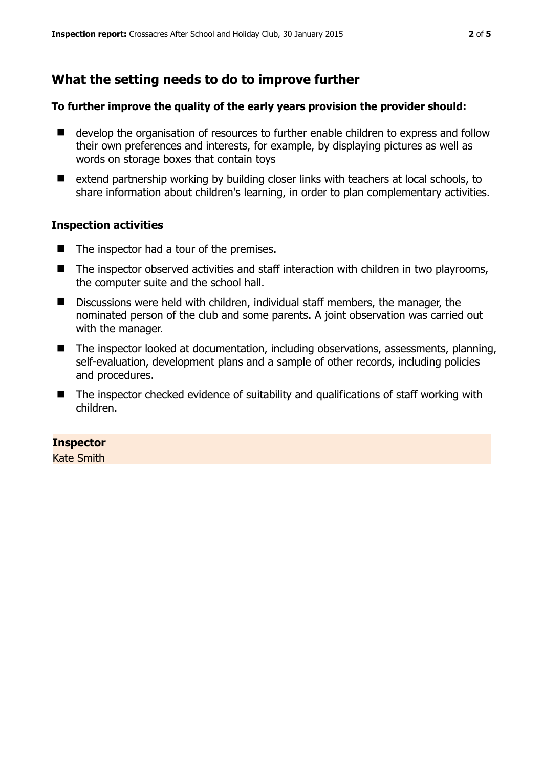## What the setting needs to do to improve further

### To further improve the quality of the early years provision the provider should:

- develop the organisation of resources to further enable children to express and follow their own preferences and interests, for example, by displaying pictures as well as words on storage boxes that contain toys
- extend partnership working by building closer links with teachers at local schools, to share information about children's learning, in order to plan complementary activities.

### Inspection activities

- The inspector had a tour of the premises.
- The inspector observed activities and staff interaction with children in two playrooms, the computer suite and the school hall.
- Discussions were held with children, individual staff members, the manager, the nominated person of the club and some parents. A joint observation was carried out with the manager.
- The inspector looked at documentation, including observations, assessments, planning, self-evaluation, development plans and a sample of other records, including policies and procedures.
- The inspector checked evidence of suitability and qualifications of staff working with children.

**Inspector**

Kate Smith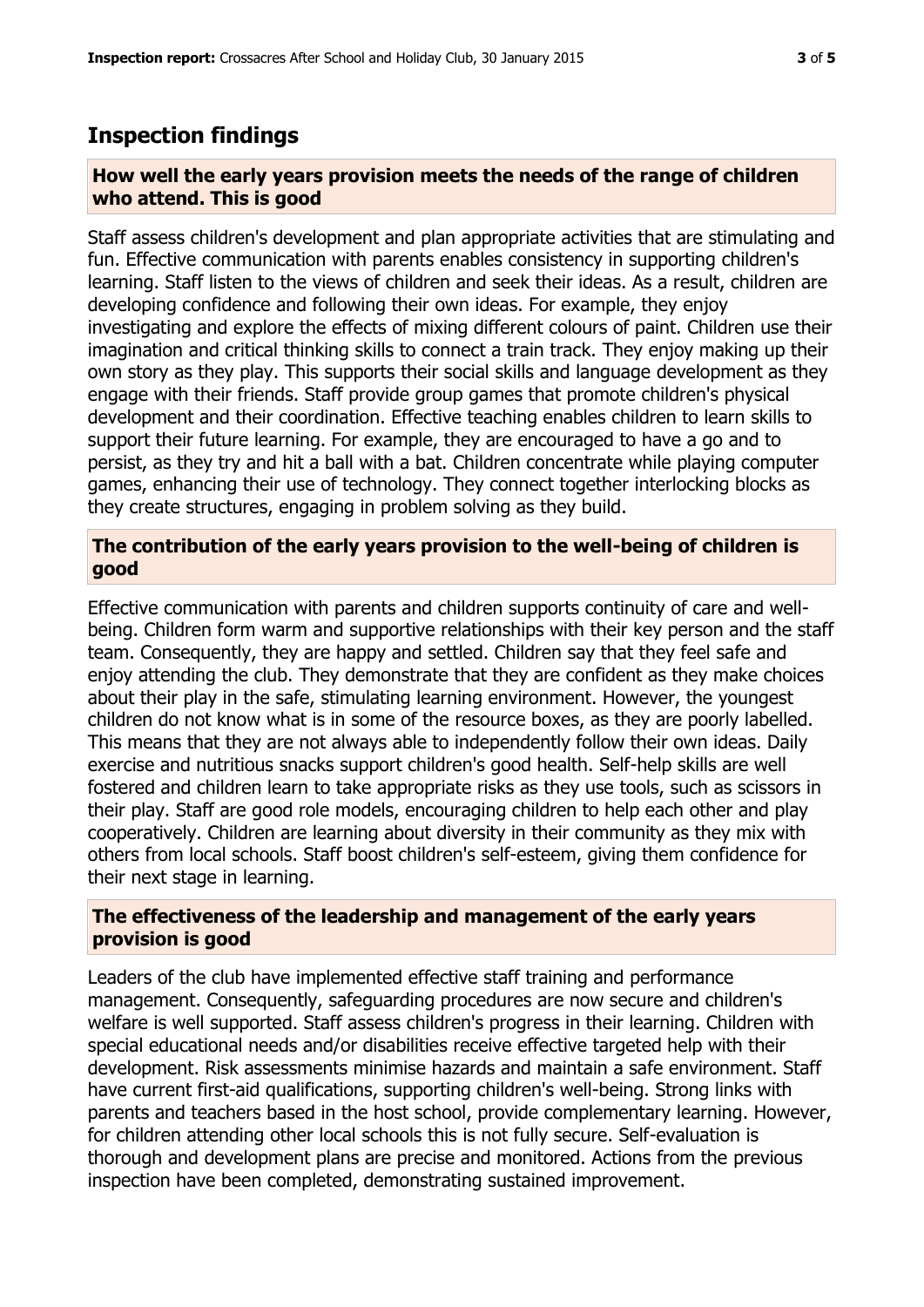## Inspection findings

### How well the early years provision meets the needs of the range of children who attend. This is good

Staff assess children's development and plan appropriate activities that are stimulating and fun. Effective communication with parents enables consistency in supporting children's learning. Staff listen to the views of children and seek their ideas. As a result, children are developing confidence and following their own ideas. For example, they enjoy investigating and explore the effects of mixing different colours of paint. Children use their imagination and critical thinking skills to connect a train track. They enjoy making up their own story as they play. This supports their social skills and language development as they engage with their friends. Staff provide group games that promote children's physical development and their coordination. Effective teaching enables children to learn skills to support their future learning. For example, they are encouraged to have a go and to persist, as they try and hit a ball with a bat. Children concentrate while playing computer games, enhancing their use of technology. They connect together interlocking blocks as they create structures, engaging in problem solving as they build.

### The contribution of the early years provision to the well-being of children is good

Effective communication with parents and children supports continuity of care and well-being. Children form warm and supportive relationships with their key person and the staff team. Consequently, they are happy and settled. Children say that they feel safe and enjoy attending the club. They demonstrate that they are confident as they make choices about their play in the safe, stimulating learning environment. However, the youngest children do not know what is in some of the resource boxes, as they are poorly labelled. This means that they are not always able to independently follow their own ideas. Daily exercise and nutritious snacks support children's good health. Self-help skills are well fostered and children learn to take appropriate risks as they use tools, such as scissors in their play. Staff are good role models, encouraging children to help each other and play cooperatively. Children are learning about diversity in their community as they mix with others from local schools. Staff boost children's self-esteem, giving them confidence for their next stage in learning.

### The effectiveness of the leadership and management of the early years provision is good

Leaders of the club have implemented effective staff training and performance management. Consequently, safeguarding procedures are now secure and children's welfare is well supported. Staff assess children's progress in their learning. Children with special educational needs and/or disabilities receive effective targeted help with their development. Risk assessments minimise hazards and maintain a safe environment. Staff have current first-aid qualifications, supporting children's well-being. Strong links with parents and teachers based in the host school, provide complementary learning. However, for children attending other local schools this is not fully secure. Self-evaluation is thorough and development plans are precise and monitored. Actions from the previous inspection have been completed, demonstrating sustained improvement.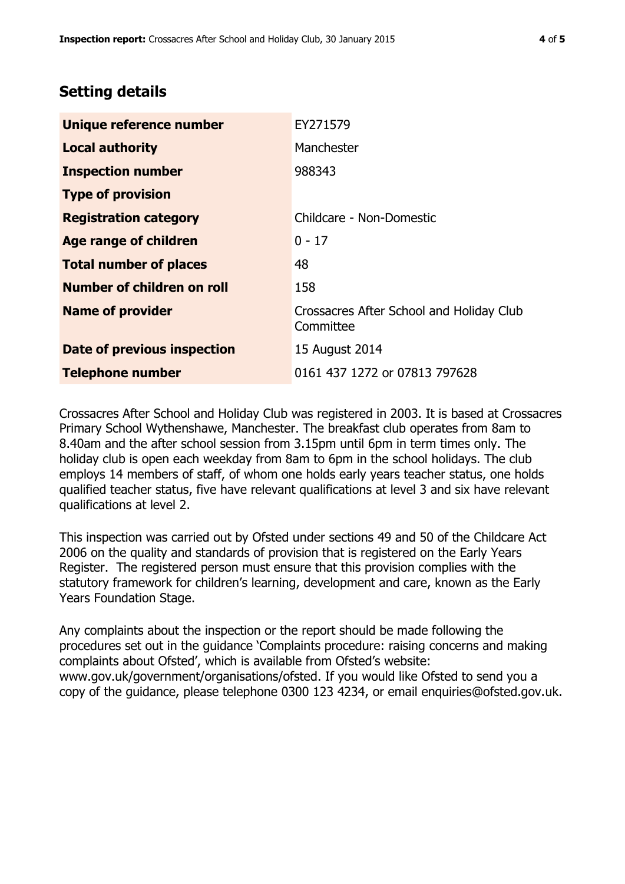## Setting details

| | |
|---|---|
| **Unique reference number** | EY271579 |
| **Local authority** | Manchester |
| **Inspection number** | 988343 |
| **Type of provision** | |
| **Registration category** | Childcare - Non-Domestic |
| **Age range of children** | 0 - 17 |
| **Total number of places** | 48 |
| **Number of children on roll** | 158 |
| **Name of provider** | Crossacres After School and Holiday Club Committee |
| **Date of previous inspection** | 15 August 2014 |
| **Telephone number** | 0161 437 1272 or 07813 797628 |

Crossacres After School and Holiday Club was registered in 2003. It is based at Crossacres Primary School Wythenshawe, Manchester. The breakfast club operates from 8am to 8.40am and the after school session from 3.15pm until 6pm in term times only. The holiday club is open each weekday from 8am to 6pm in the school holidays. The club employs 14 members of staff, of whom one holds early years teacher status, one holds qualified teacher status, five have relevant qualifications at level 3 and six have relevant qualifications at level 2.

This inspection was carried out by Ofsted under sections 49 and 50 of the Childcare Act 2006 on the quality and standards of provision that is registered on the Early Years Register. The registered person must ensure that this provision complies with the statutory framework for children's learning, development and care, known as the Early Years Foundation Stage.

Any complaints about the inspection or the report should be made following the procedures set out in the guidance 'Complaints procedure: raising concerns and making complaints about Ofsted', which is available from Ofsted's website: www.gov.uk/government/organisations/ofsted. If you would like Ofsted to send you a copy of the guidance, please telephone 0300 123 4234, or email enquiries@ofsted.gov.uk.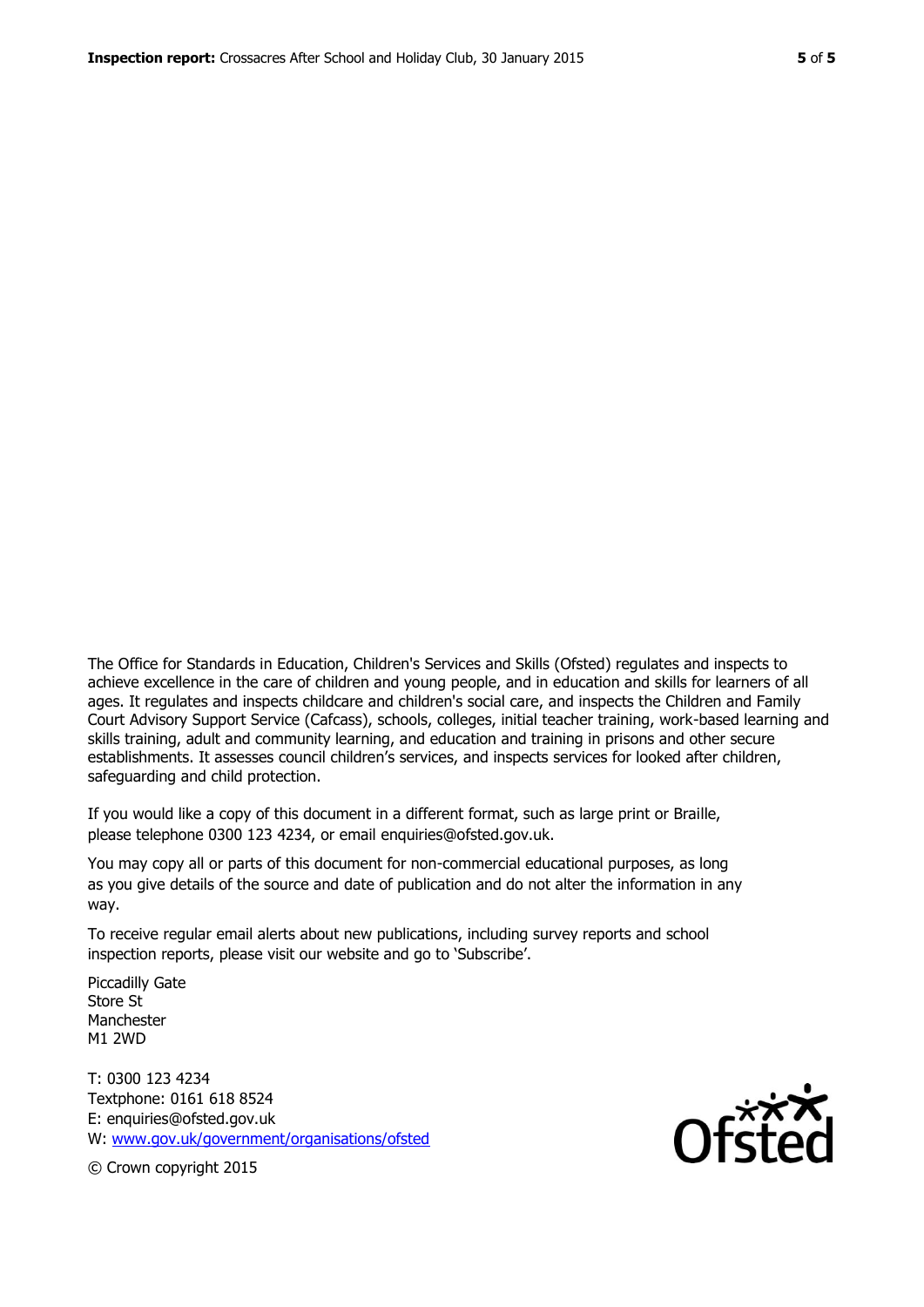The Office for Standards in Education, Children's Services and Skills (Ofsted) regulates and inspects to achieve excellence in the care of children and young people, and in education and skills for learners of all ages. It regulates and inspects childcare and children's social care, and inspects the Children and Family Court Advisory Support Service (Cafcass), schools, colleges, initial teacher training, work-based learning and skills training, adult and community learning, and education and training in prisons and other secure establishments. It assesses council children's services, and inspects services for looked after children, safeguarding and child protection.

If you would like a copy of this document in a different format, such as large print or Braille, please telephone 0300 123 4234, or email enquiries@ofsted.gov.uk.

You may copy all or parts of this document for non-commercial educational purposes, as long as you give details of the source and date of publication and do not alter the information in any way.

To receive regular email alerts about new publications, including survey reports and school inspection reports, please visit our website and go to 'Subscribe'.

Piccadilly Gate
Store St
Manchester
M1 2WD

T: 0300 123 4234
Textphone: 0161 618 8524
E: enquiries@ofsted.gov.uk
W: www.gov.uk/government/organisations/ofsted

© Crown copyright 2015